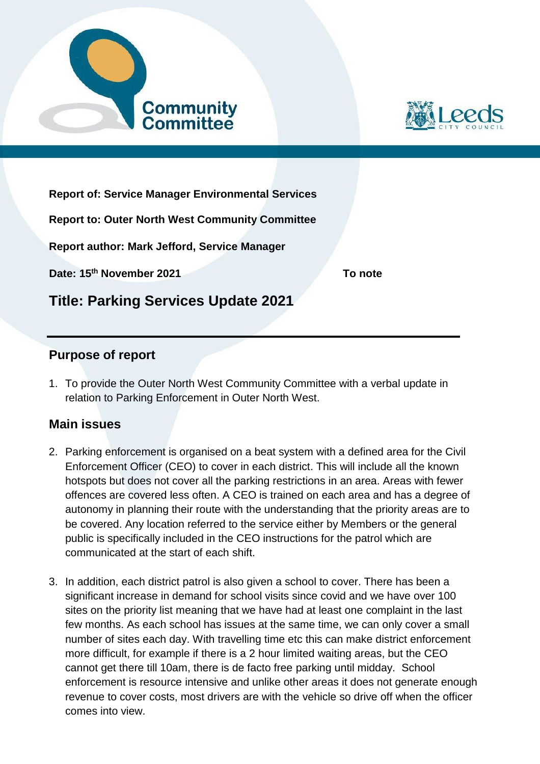Community Committee

Leeds CITY COUNCIL

**Report of: Service Manager Environmental Services**

**Report to: Outer North West Community Committee**

**Report author: Mark Jefford, Service Manager**

**Date: 15th November 2021** **To note**

# Title: Parking Services Update 2021

---

## Purpose of report

1. To provide the Outer North West Community Committee with a verbal update in relation to Parking Enforcement in Outer North West.

## Main issues

2. Parking enforcement is organised on a beat system with a defined area for the Civil Enforcement Officer (CEO) to cover in each district. This will include all the known hotspots but does not cover all the parking restrictions in an area. Areas with fewer offences are covered less often. A CEO is trained on each area and has a degree of autonomy in planning their route with the understanding that the priority areas are to be covered. Any location referred to the service either by Members or the general public is specifically included in the CEO instructions for the patrol which are communicated at the start of each shift.

3. In addition, each district patrol is also given a school to cover. There has been a significant increase in demand for school visits since covid and we have over 100 sites on the priority list meaning that we have had at least one complaint in the last few months. As each school has issues at the same time, we can only cover a small number of sites each day. With travelling time etc this can make district enforcement more difficult, for example if there is a 2 hour limited waiting areas, but the CEO cannot get there till 10am, there is de facto free parking until midday. School enforcement is resource intensive and unlike other areas it does not generate enough revenue to cover costs, most drivers are with the vehicle so drive off when the officer comes into view.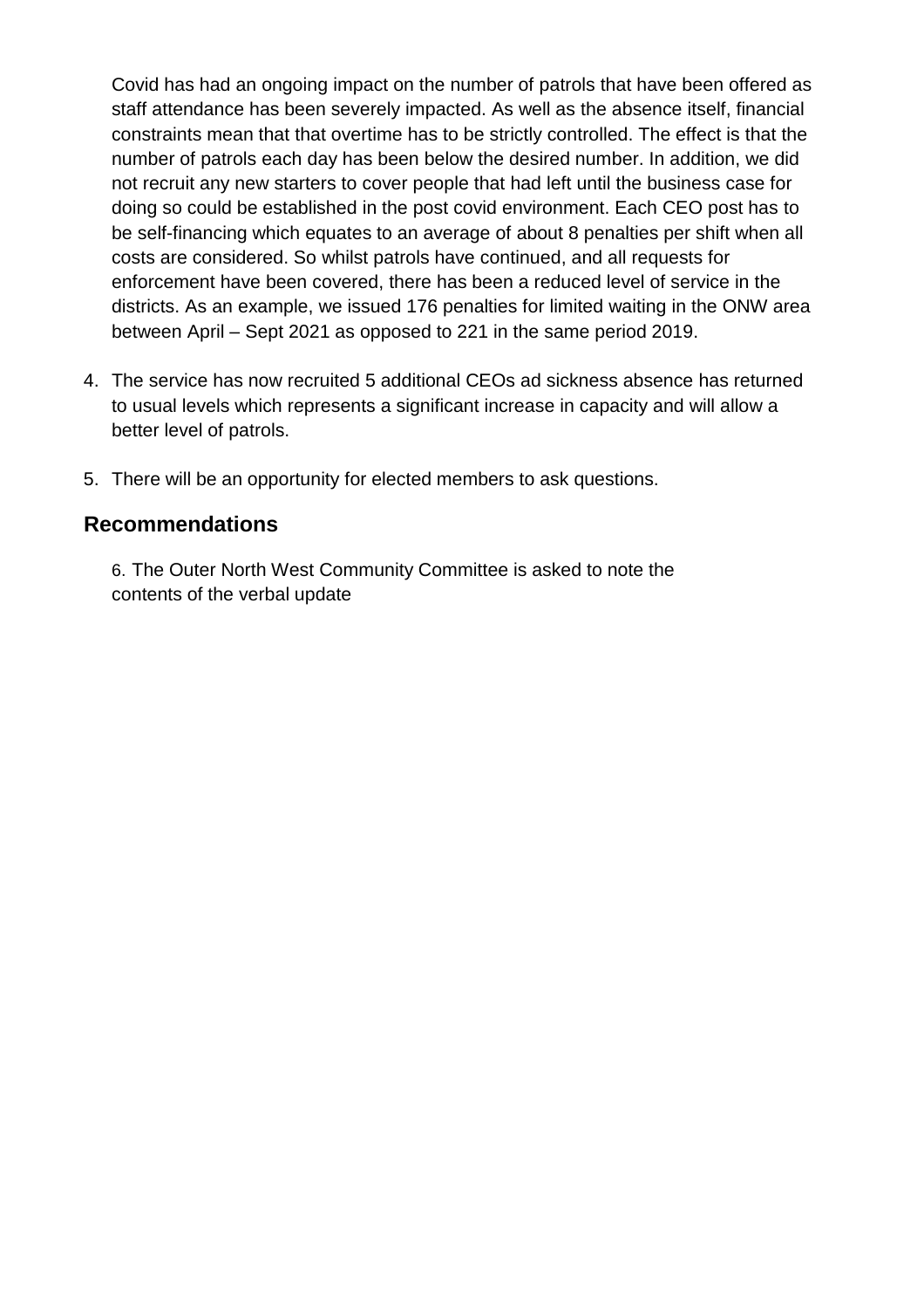Covid has had an ongoing impact on the number of patrols that have been offered as staff attendance has been severely impacted. As well as the absence itself, financial constraints mean that that overtime has to be strictly controlled. The effect is that the number of patrols each day has been below the desired number. In addition, we did not recruit any new starters to cover people that had left until the business case for doing so could be established in the post covid environment. Each CEO post has to be self-financing which equates to an average of about 8 penalties per shift when all costs are considered. So whilst patrols have continued, and all requests for enforcement have been covered, there has been a reduced level of service in the districts. As an example, we issued 176 penalties for limited waiting in the ONW area between April – Sept 2021 as opposed to 221 in the same period 2019.

4. The service has now recruited 5 additional CEOs ad sickness absence has returned to usual levels which represents a significant increase in capacity and will allow a better level of patrols.

5. There will be an opportunity for elected members to ask questions.

## Recommendations

6. The Outer North West Community Committee is asked to note the contents of the verbal update